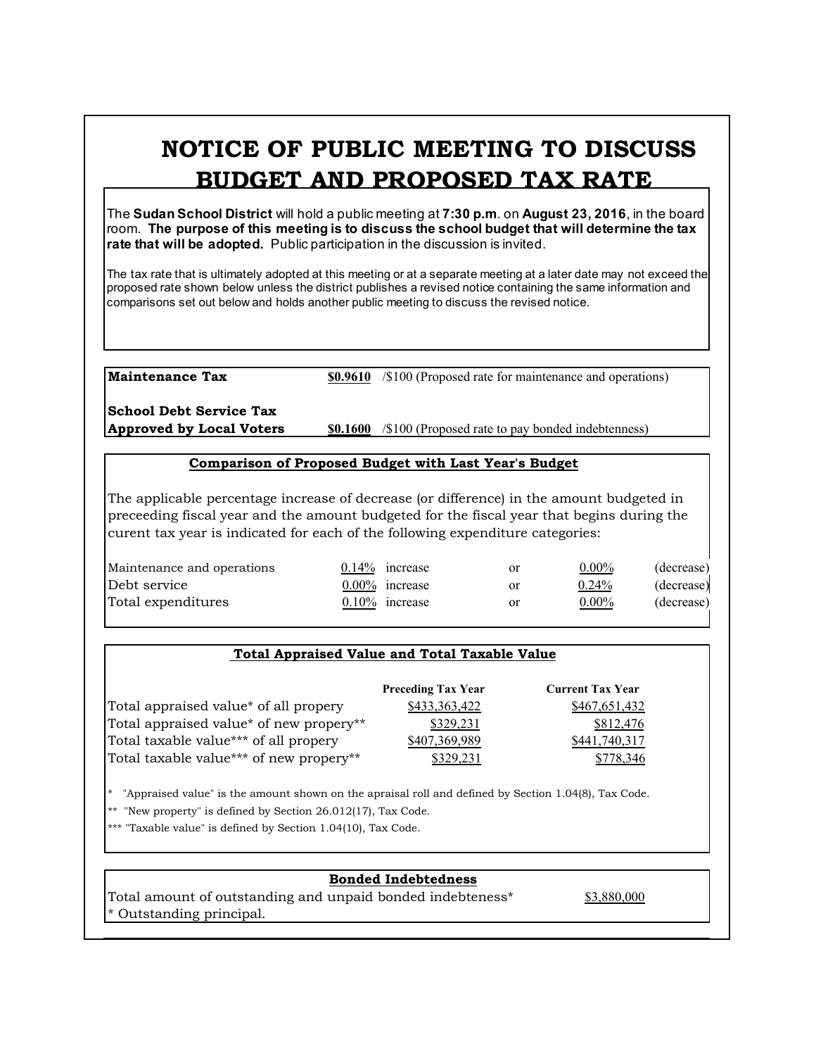# NOTICE OF PUBLIC MEETING TO DISCUSS BUDGET AND PROPOSED TAX RATE

The **Sudan School District** will hold a public meeting at **7:30 p.m**. on **August 23, 2016**, in the board room. **The purpose of this meeting is to discuss the school budget that will determine the tax rate that will be adopted.** Public participation in the discussion is invited.

The tax rate that is ultimately adopted at this meeting or at a separate meeting at a later date may not exceed the proposed rate shown below unless the district publishes a revised notice containing the same information and comparisons set out below and holds another public meeting to discuss the revised notice.

| | | |
|---|---|---|
| **Maintenance Tax** | **$0.9610** | /$100 (Proposed rate for maintenance and operations) |
| **School Debt Service Tax Approved by Local Voters** | **$0.1600** | /$100 (Proposed rate to pay bonded indebtenness) |

## Comparison of Proposed Budget with Last Year's Budget

The applicable percentage increase of decrease (or difference) in the amount budgeted in preceeding fiscal year and the amount budgeted for the fiscal year that begins during the curent tax year is indicated for each of the following expenditure categories:

| | | | | | |
|---|---|---|---|---|---|
| Maintenance and operations | 0.14% | increase | or | 0.00% | (decrease) |
| Debt service | 0.00% | increase | or | 0.24% | (decrease) |
| Total expenditures | 0.10% | increase | or | 0.00% | (decrease) |

## Total Appraised Value and Total Taxable Value

| | Preceding Tax Year | Current Tax Year |
|---|---|---|
| Total appraised value* of all propery | $433,363,422 | $467,651,432 |
| Total appraised value* of new propery** | $329,231 | $812,476 |
| Total taxable value*** of all propery | $407,369,989 | $441,740,317 |
| Total taxable value*** of new propery** | $329,231 | $778,346 |

* "Appraised value" is the amount shown on the apraisal roll and defined by Section 1.04(8), Tax Code.

** "New property" is defined by Section 26.012(17), Tax Code.

*** "Taxable value" is defined by Section 1.04(10), Tax Code.

## Bonded Indebtedness

| | |
|---|---|
| Total amount of outstanding and unpaid bonded indebteness* | $3,880,000 |

* Outstanding principal.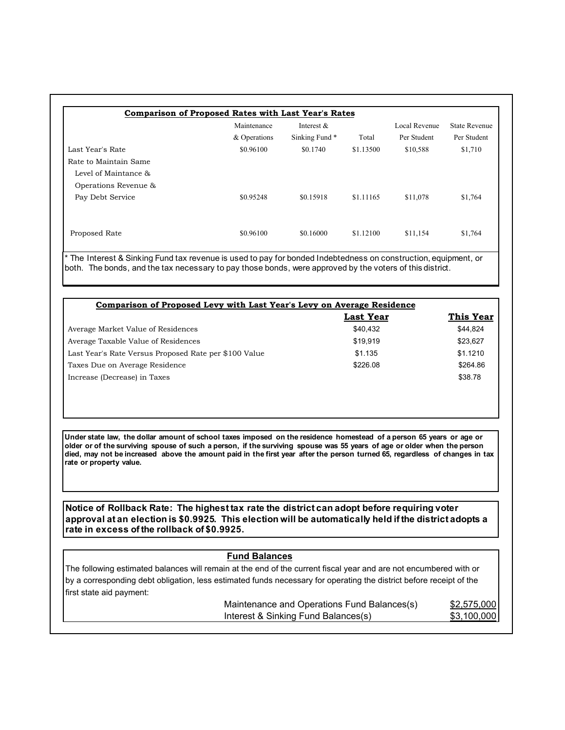**Comparison of Proposed Rates with Last Year's Rates**

| | Maintenance & Operations | Interest & Sinking Fund * | Total | Local Revenue Per Student | State Revenue Per Student |
|---|---|---|---|---|---|
| Last Year's Rate | $0.96100 | $0.1740 | $1.13500 | $10,588 | $1,710 |
| Rate to Maintain Same Level of Maintance & Operations Revenue & Pay Debt Service | $0.95248 | $0.15918 | $1.11165 | $11,078 | $1,764 |
| Proposed Rate | $0.96100 | $0.16000 | $1.12100 | $11,154 | $1,764 |

* The Interest & Sinking Fund tax revenue is used to pay for bonded Indebtedness on construction, equipment, or both. The bonds, and the tax necessary to pay those bonds, were approved by the voters of this district.

**Comparison of Proposed Levy with Last Year's Levy on Average Residence**

| | Last Year | This Year |
|---|---|---|
| Average Market Value of Residences | $40,432 | $44,824 |
| Average Taxable Value of Residences | $19,919 | $23,627 |
| Last Year's Rate Versus Proposed Rate per $100 Value | $1.135 | $1.1210 |
| Taxes Due on Average Residence | $226.08 | $264.86 |
| Increase (Decrease) in Taxes | | $38.78 |

**Under state law, the dollar amount of school taxes imposed on the residence homestead of a person 65 years or age or older or of the surviving spouse of such a person, if the surviving spouse was 55 years of age or older when the person died, may not be increased above the amount paid in the first year after the person turned 65, regardless of changes in tax rate or property value.**

**Notice of Rollback Rate: The highest tax rate the district can adopt before requiring voter approval at an election is $0.9925. This election will be automatically held if the district adopts a rate in excess of the rollback of $0.9925.**

**Fund Balances**

The following estimated balances will remain at the end of the current fiscal year and are not encumbered with or by a corresponding debt obligation, less estimated funds necessary for operating the district before receipt of the first state aid payment:

| | |
|---|---|
| Maintenance and Operations Fund Balances(s) | $2,575,000 |
| Interest & Sinking Fund Balances(s) | $3,100,000 |